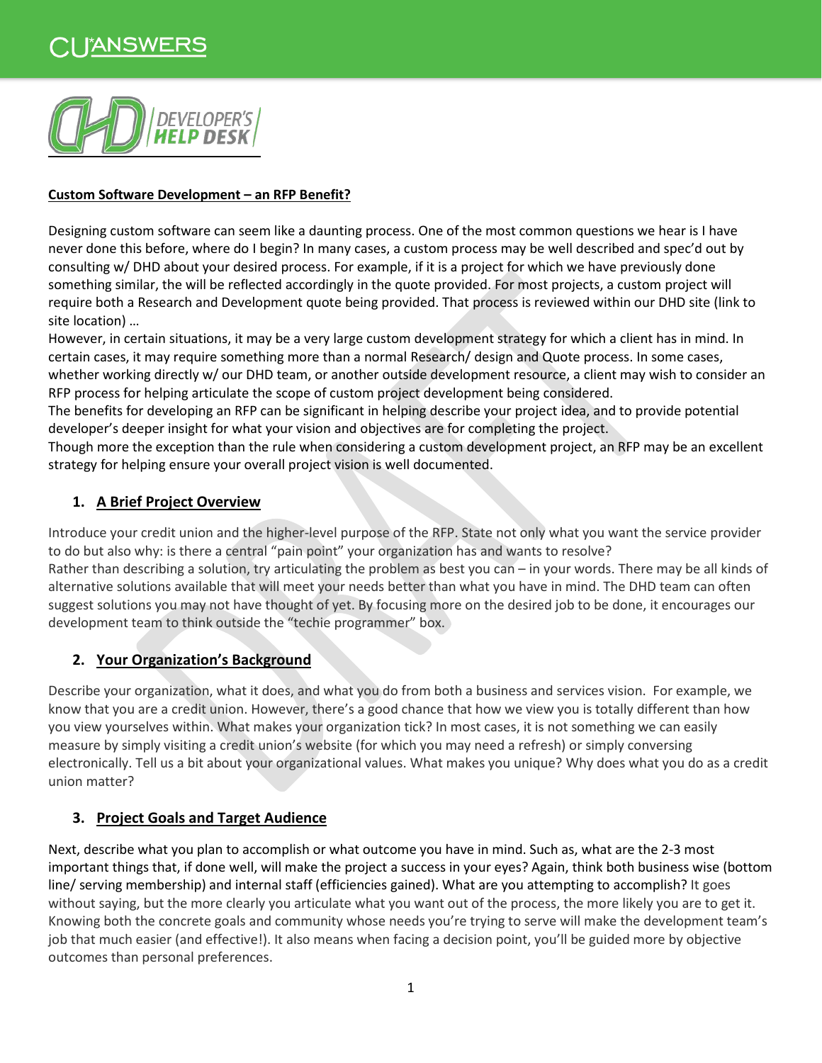**Custom Software Development – an RFP Benefit?**

Designing custom software can seem like a daunting process. One of the most common questions we hear is I have never done this before, where do I begin? In many cases, a custom process may be well described and spec'd out by consulting w/ DHD about your desired process. For example, if it is a project for which we have previously done something similar, the will be reflected accordingly in the quote provided. For most projects, a custom project will require both a Research and Development quote being provided. That process is reviewed within our DHD site (link to site location) …

However, in certain situations, it may be a very large custom development strategy for which a client has in mind. In certain cases, it may require something more than a normal Research/ design and Quote process. In some cases, whether working directly w/ our DHD team, or another outside development resource, a client may wish to consider an RFP process for helping articulate the scope of custom project development being considered.

The benefits for developing an RFP can be significant in helping describe your project idea, and to provide potential developer's deeper insight for what your vision and objectives are for completing the project.

Though more the exception than the rule when considering a custom development project, an RFP may be an excellent strategy for helping ensure your overall project vision is well documented.

## 1. A Brief Project Overview

Introduce your credit union and the higher-level purpose of the RFP. State not only what you want the service provider to do but also why: is there a central "pain point" your organization has and wants to resolve?

Rather than describing a solution, try articulating the problem as best you can – in your words. There may be all kinds of alternative solutions available that will meet your needs better than what you have in mind. The DHD team can often suggest solutions you may not have thought of yet. By focusing more on the desired job to be done, it encourages our development team to think outside the "techie programmer" box.

## 2. Your Organization's Background

Describe your organization, what it does, and what you do from both a business and services vision. For example, we know that you are a credit union. However, there's a good chance that how we view you is totally different than how you view yourselves within. What makes your organization tick? In most cases, it is not something we can easily measure by simply visiting a credit union's website (for which you may need a refresh) or simply conversing electronically. Tell us a bit about your organizational values. What makes you unique? Why does what you do as a credit union matter?

## 3. Project Goals and Target Audience

Next, describe what you plan to accomplish or what outcome you have in mind. Such as, what are the 2-3 most important things that, if done well, will make the project a success in your eyes? Again, think both business wise (bottom line/ serving membership) and internal staff (efficiencies gained). What are you attempting to accomplish? It goes without saying, but the more clearly you articulate what you want out of the process, the more likely you are to get it. Knowing both the concrete goals and community whose needs you're trying to serve will make the development team's job that much easier (and effective!). It also means when facing a decision point, you'll be guided more by objective outcomes than personal preferences.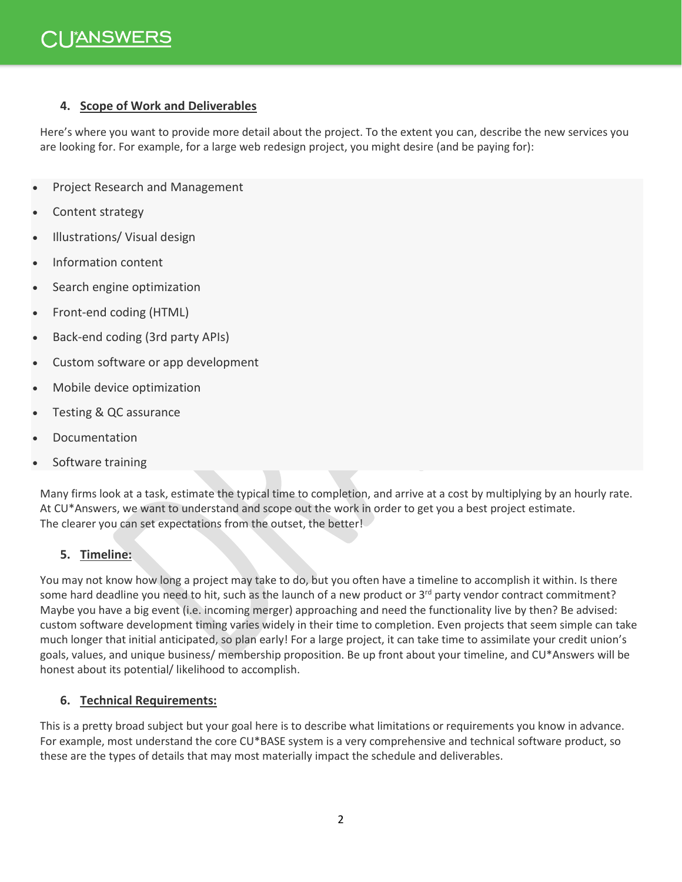### 4. Scope of Work and Deliverables

Here's where you want to provide more detail about the project. To the extent you can, describe the new services you are looking for. For example, for a large web redesign project, you might desire (and be paying for):

- Project Research and Management
- Content strategy
- Illustrations/ Visual design
- Information content
- Search engine optimization
- Front-end coding (HTML)
- Back-end coding (3rd party APIs)
- Custom software or app development
- Mobile device optimization
- Testing & QC assurance
- Documentation
- Software training

Many firms look at a task, estimate the typical time to completion, and arrive at a cost by multiplying by an hourly rate. At CU*Answers, we want to understand and scope out the work in order to get you a best project estimate. The clearer you can set expectations from the outset, the better!

### 5. Timeline:

You may not know how long a project may take to do, but you often have a timeline to accomplish it within. Is there some hard deadline you need to hit, such as the launch of a new product or 3rd party vendor contract commitment? Maybe you have a big event (i.e. incoming merger) approaching and need the functionality live by then? Be advised: custom software development timing varies widely in their time to completion. Even projects that seem simple can take much longer that initial anticipated, so plan early! For a large project, it can take time to assimilate your credit union's goals, values, and unique business/ membership proposition. Be up front about your timeline, and CU*Answers will be honest about its potential/ likelihood to accomplish.

### 6. Technical Requirements:

This is a pretty broad subject but your goal here is to describe what limitations or requirements you know in advance. For example, most understand the core CU*BASE system is a very comprehensive and technical software product, so these are the types of details that may most materially impact the schedule and deliverables.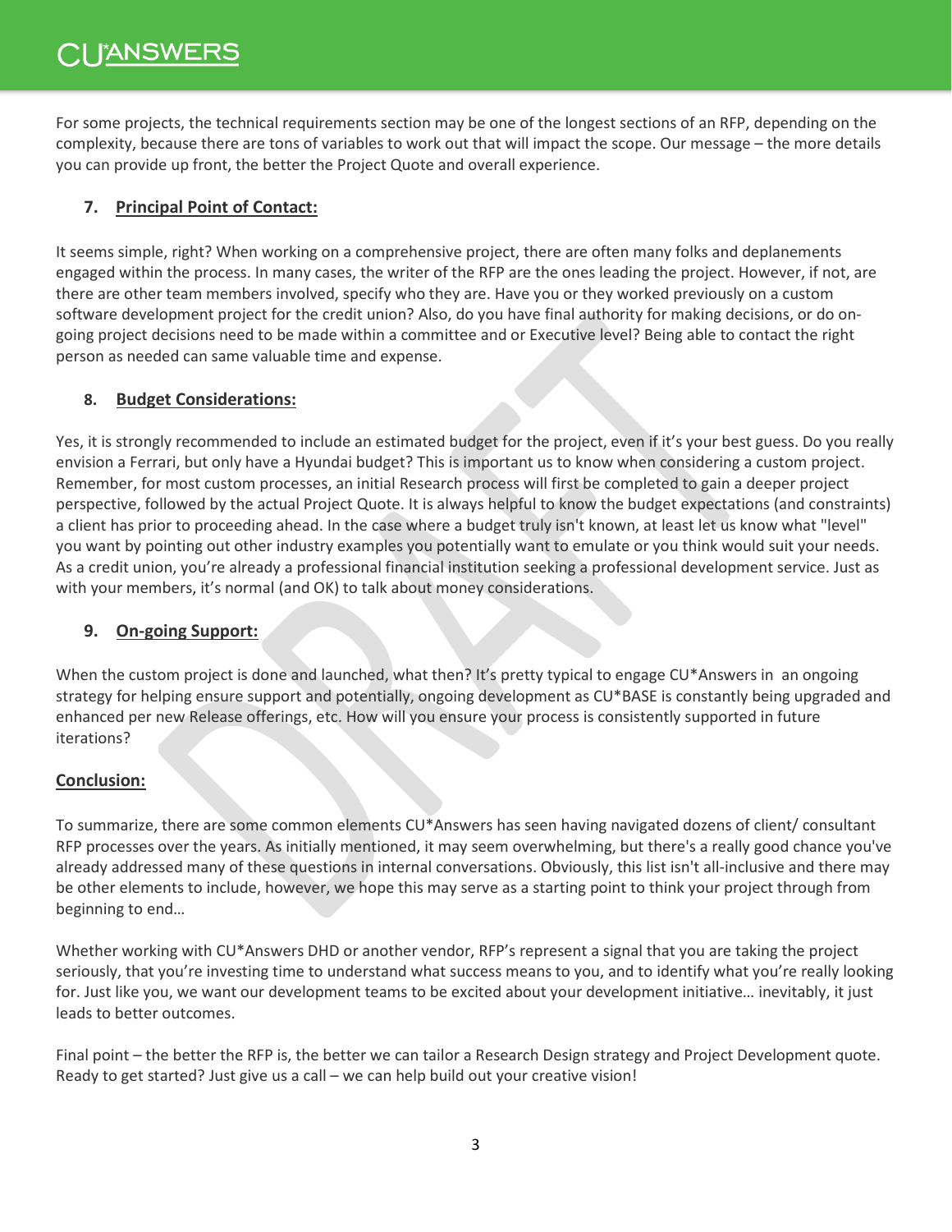For some projects, the technical requirements section may be one of the longest sections of an RFP, depending on the complexity, because there are tons of variables to work out that will impact the scope. Our message – the more details you can provide up front, the better the Project Quote and overall experience.

### 7. **Principal Point of Contact:**

It seems simple, right? When working on a comprehensive project, there are often many folks and deplanements engaged within the process. In many cases, the writer of the RFP are the ones leading the project. However, if not, are there are other team members involved, specify who they are. Have you or they worked previously on a custom software development project for the credit union? Also, do you have final authority for making decisions, or do on-going project decisions need to be made within a committee and or Executive level? Being able to contact the right person as needed can same valuable time and expense.

### 8. **Budget Considerations:**

Yes, it is strongly recommended to include an estimated budget for the project, even if it's your best guess. Do you really envision a Ferrari, but only have a Hyundai budget? This is important us to know when considering a custom project. Remember, for most custom processes, an initial Research process will first be completed to gain a deeper project perspective, followed by the actual Project Quote. It is always helpful to know the budget expectations (and constraints) a client has prior to proceeding ahead. In the case where a budget truly isn't known, at least let us know what "level" you want by pointing out other industry examples you potentially want to emulate or you think would suit your needs. As a credit union, you're already a professional financial institution seeking a professional development service. Just as with your members, it's normal (and OK) to talk about money considerations.

### 9. **On-going Support:**

When the custom project is done and launched, what then? It's pretty typical to engage CU*Answers in an ongoing strategy for helping ensure support and potentially, ongoing development as CU*BASE is constantly being upgraded and enhanced per new Release offerings, etc. How will you ensure your process is consistently supported in future iterations?

## **Conclusion:**

To summarize, there are some common elements CU*Answers has seen having navigated dozens of client/ consultant RFP processes over the years. As initially mentioned, it may seem overwhelming, but there's a really good chance you've already addressed many of these questions in internal conversations. Obviously, this list isn't all-inclusive and there may be other elements to include, however, we hope this may serve as a starting point to think your project through from beginning to end…

Whether working with CU*Answers DHD or another vendor, RFP's represent a signal that you are taking the project seriously, that you're investing time to understand what success means to you, and to identify what you're really looking for. Just like you, we want our development teams to be excited about your development initiative… inevitably, it just leads to better outcomes.

Final point – the better the RFP is, the better we can tailor a Research Design strategy and Project Development quote. Ready to get started? Just give us a call – we can help build out your creative vision!